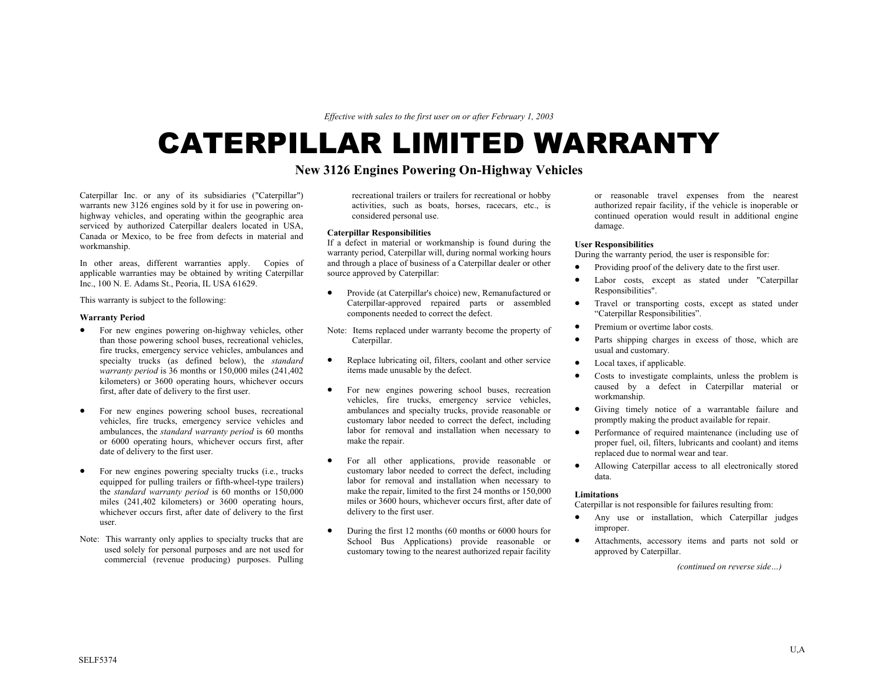*Effective with sales to the first user on or after February 1, 2003*

# CATERPILLAR LIMITED WARRANTY

## New 3126 Engines Powering On-Highway Vehicles

Caterpillar Inc. or any of its subsidiaries ("Caterpillar") warrants new 3126 engines sold by it for use in powering on-highway vehicles, and operating within the geographic area serviced by authorized Caterpillar dealers located in USA, Canada or Mexico, to be free from defects in material and workmanship.

In other areas, different warranties apply. Copies of applicable warranties may be obtained by writing Caterpillar Inc., 100 N. E. Adams St., Peoria, IL USA 61629.

This warranty is subject to the following:

**Warranty Period**

- For new engines powering on-highway vehicles, other than those powering school buses, recreational vehicles, fire trucks, emergency service vehicles, ambulances and specialty trucks (as defined below), the *standard warranty period* is 36 months or 150,000 miles (241,402 kilometers) or 3600 operating hours, whichever occurs first, after date of delivery to the first user.
- For new engines powering school buses, recreational vehicles, fire trucks, emergency service vehicles and ambulances, the *standard warranty period* is 60 months or 6000 operating hours, whichever occurs first, after date of delivery to the first user.
- For new engines powering specialty trucks (i.e., trucks equipped for pulling trailers or fifth-wheel-type trailers) the *standard warranty period* is 60 months or 150,000 miles (241,402 kilometers) or 3600 operating hours, whichever occurs first, after date of delivery to the first user.

Note: This warranty only applies to specialty trucks that are used solely for personal purposes and are not used for commercial (revenue producing) purposes. Pulling recreational trailers or trailers for recreational or hobby activities, such as boats, horses, racecars, etc., is considered personal use.

**Caterpillar Responsibilities**

If a defect in material or workmanship is found during the warranty period, Caterpillar will, during normal working hours and through a place of business of a Caterpillar dealer or other source approved by Caterpillar:

- Provide (at Caterpillar's choice) new, Remanufactured or Caterpillar-approved repaired parts or assembled components needed to correct the defect.

Note: Items replaced under warranty become the property of Caterpillar.

- Replace lubricating oil, filters, coolant and other service items made unusable by the defect.
- For new engines powering school buses, recreation vehicles, fire trucks, emergency service vehicles, ambulances and specialty trucks, provide reasonable or customary labor needed to correct the defect, including labor for removal and installation when necessary to make the repair.
- For all other applications, provide reasonable or customary labor needed to correct the defect, including labor for removal and installation when necessary to make the repair, limited to the first 24 months or 150,000 miles or 3600 hours, whichever occurs first, after date of delivery to the first user.
- During the first 12 months (60 months or 6000 hours for School Bus Applications) provide reasonable or customary towing to the nearest authorized repair facility or reasonable travel expenses from the nearest authorized repair facility, if the vehicle is inoperable or continued operation would result in additional engine damage.

**User Responsibilities**

During the warranty period, the user is responsible for:

- Providing proof of the delivery date to the first user.
- Labor costs, except as stated under "Caterpillar Responsibilities".
- Travel or transporting costs, except as stated under "Caterpillar Responsibilities".
- Premium or overtime labor costs.
- Parts shipping charges in excess of those, which are usual and customary.
- Local taxes, if applicable.
- Costs to investigate complaints, unless the problem is caused by a defect in Caterpillar material or workmanship.
- Giving timely notice of a warrantable failure and promptly making the product available for repair.
- Performance of required maintenance (including use of proper fuel, oil, filters, lubricants and coolant) and items replaced due to normal wear and tear.
- Allowing Caterpillar access to all electronically stored data.

**Limitations**

Caterpillar is not responsible for failures resulting from:

- Any use or installation, which Caterpillar judges improper.
- Attachments, accessory items and parts not sold or approved by Caterpillar.

*(continued on reverse side…)*

U,A

SELF5374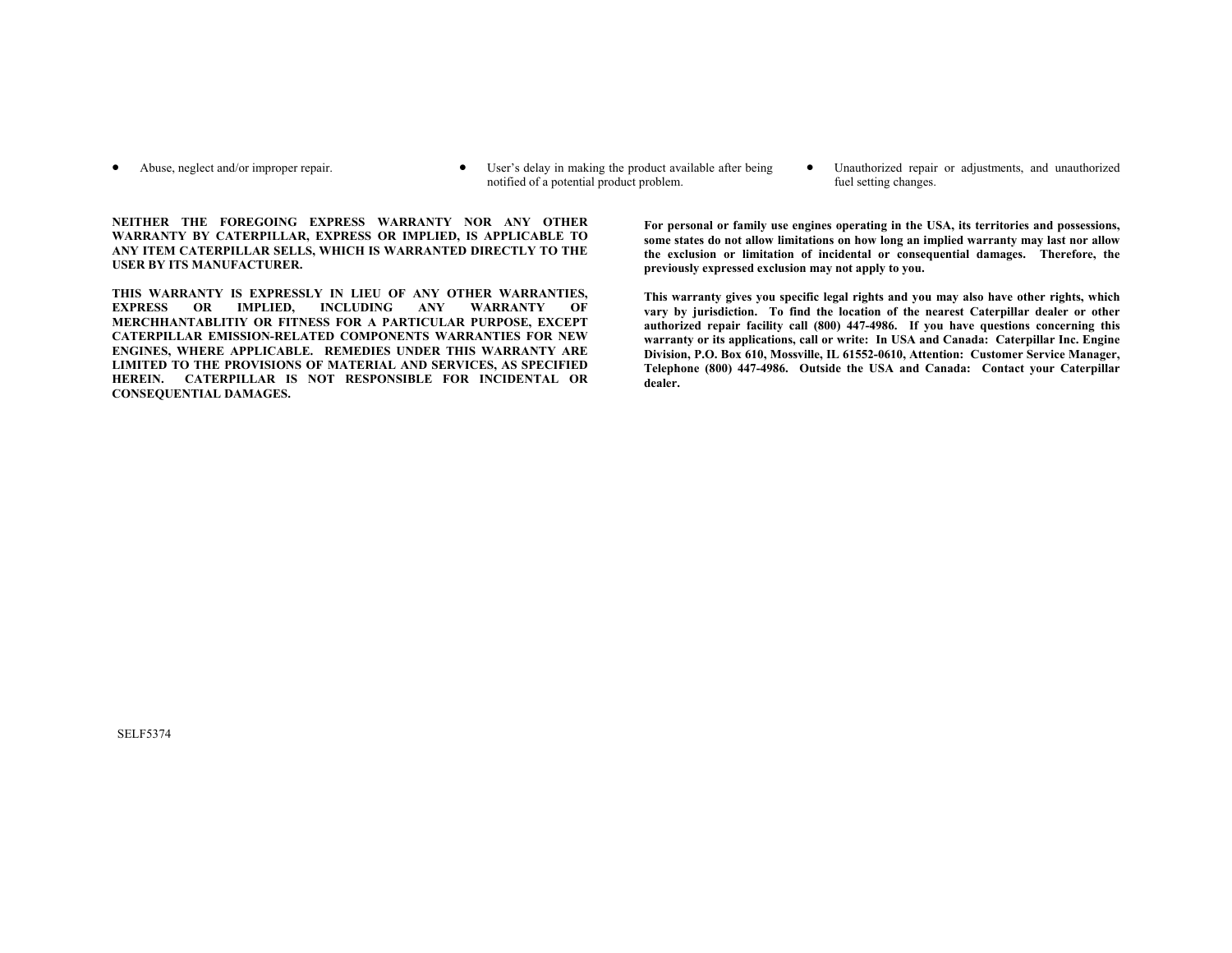- Abuse, neglect and/or improper repair.
- User's delay in making the product available after being notified of a potential product problem.
- Unauthorized repair or adjustments, and unauthorized fuel setting changes.

**NEITHER THE FOREGOING EXPRESS WARRANTY NOR ANY OTHER WARRANTY BY CATERPILLAR, EXPRESS OR IMPLIED, IS APPLICABLE TO ANY ITEM CATERPILLAR SELLS, WHICH IS WARRANTED DIRECTLY TO THE USER BY ITS MANUFACTURER.**

**THIS WARRANTY IS EXPRESSLY IN LIEU OF ANY OTHER WARRANTIES, EXPRESS OR IMPLIED, INCLUDING ANY WARRANTY OF MERCHHANTABLITIY OR FITNESS FOR A PARTICULAR PURPOSE, EXCEPT CATERPILLAR EMISSION-RELATED COMPONENTS WARRANTIES FOR NEW ENGINES, WHERE APPLICABLE. REMEDIES UNDER THIS WARRANTY ARE LIMITED TO THE PROVISIONS OF MATERIAL AND SERVICES, AS SPECIFIED HEREIN. CATERPILLAR IS NOT RESPONSIBLE FOR INCIDENTAL OR CONSEQUENTIAL DAMAGES.**

**For personal or family use engines operating in the USA, its territories and possessions, some states do not allow limitations on how long an implied warranty may last nor allow the exclusion or limitation of incidental or consequential damages. Therefore, the previously expressed exclusion may not apply to you.**

**This warranty gives you specific legal rights and you may also have other rights, which vary by jurisdiction. To find the location of the nearest Caterpillar dealer or other authorized repair facility call (800) 447-4986. If you have questions concerning this warranty or its applications, call or write: In USA and Canada: Caterpillar Inc. Engine Division, P.O. Box 610, Mossville, IL 61552-0610, Attention: Customer Service Manager, Telephone (800) 447-4986. Outside the USA and Canada: Contact your Caterpillar dealer.**

SELF5374